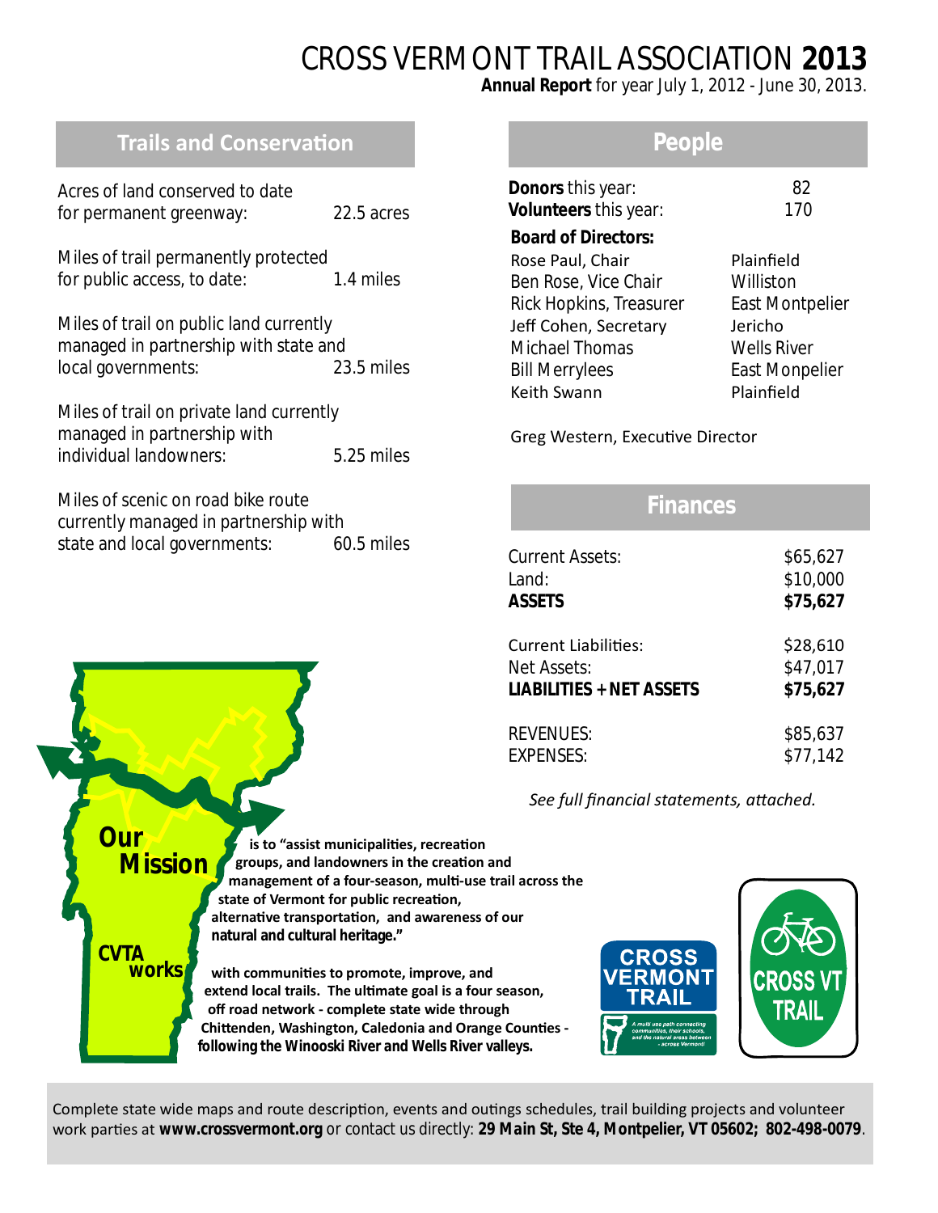# CROSS VERMONT TRAIL ASSOCIATION **2013**

**Annual Report** for year July 1, 2012 - June 30, 2013.

## Trails and Conservation

| | |
|---|---|
| Acres of land conserved to date for permanent greenway: | 22.5 acres |
| Miles of trail permanently protected for public access, to date: | 1.4 miles |
| Miles of trail on public land currently managed in partnership with state and local governments: | 23.5 miles |
| Miles of trail on private land currently managed in partnership with individual landowners: | 5.25 miles |
| Miles of scenic on road bike route currently managed in partnership with state and local governments: | 60.5 miles |

## People

| | |
|---|---|
| **Donors** this year: | 82 |
| **Volunteers** this year: | 170 |

**Board of Directors:**

| | |
|---|---|
| Rose Paul, Chair | Plainfield |
| Ben Rose, Vice Chair | Williston |
| Rick Hopkins, Treasurer | East Montpelier |
| Jeff Cohen, Secretary | Jericho |
| Michael Thomas | Wells River |
| Bill Merrylees | East Monpelier |
| Keith Swann | Plainfield |

Greg Western, Executive Director

## Finances

| | |
|---|---|
| Current Assets: | $65,627 |
| Land: | $10,000 |
| **ASSETS** | **$75,627** |
| Current Liabilities: | $28,610 |
| Net Assets: | $47,017 |
| **LIABILITIES + NET ASSETS** | **$75,627** |
| REVENUES: | $85,637 |
| EXPENSES: | $77,142 |

*See full financial statements, attached.*

**Our Mission** is to "assist municipalities, recreation groups, and landowners in the creation and management of a four-season, multi-use trail across the state of Vermont for public recreation, alternative transportation, and awareness of our natural and cultural heritage."

**CVTA works** with communities to promote, improve, and extend local trails. The ultimate goal is a four season, off road network - complete state wide through Chittenden, Washington, Caledonia and Orange Counties - following the Winooski River and Wells River valleys.

CROSS VERMONT TRAIL — A multi use path connecting communities, their schools, and the natural areas between - across Vermont!

CROSS VT TRAIL

Complete state wide maps and route description, events and outings schedules, trail building projects and volunteer work parties at **www.crossvermont.org** or contact us directly: **29 Main St, Ste 4, Montpelier, VT 05602; 802-498-0079**.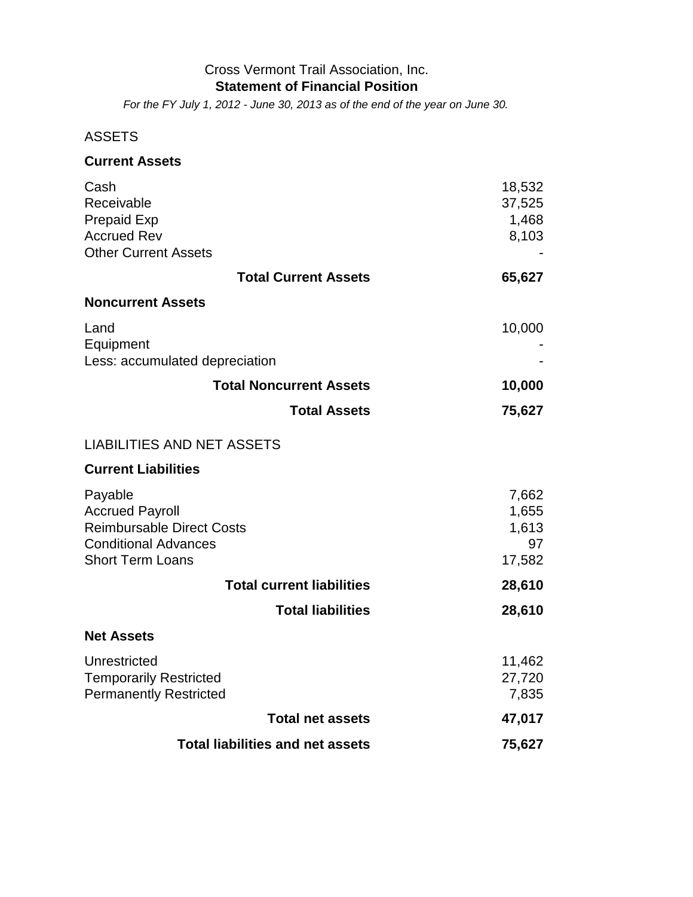Cross Vermont Trail Association, Inc.

**Statement of Financial Position**

*For the FY July 1, 2012 - June 30, 2013 as of the end of the year on June 30.*

| | |
|---|---|
| ASSETS | |
| **Current Assets** | |
| Cash | 18,532 |
| Receivable | 37,525 |
| Prepaid Exp | 1,468 |
| Accrued Rev | 8,103 |
| Other Current Assets | - |
| **Total Current Assets** | **65,627** |
| **Noncurrent Assets** | |
| Land | 10,000 |
| Equipment | - |
| Less: accumulated depreciation | - |
| **Total Noncurrent Assets** | **10,000** |
| **Total Assets** | **75,627** |
| LIABILITIES AND NET ASSETS | |
| **Current Liabilities** | |
| Payable | 7,662 |
| Accrued Payroll | 1,655 |
| Reimbursable Direct Costs | 1,613 |
| Conditional Advances | 97 |
| Short Term Loans | 17,582 |
| **Total current liabilities** | **28,610** |
| **Total liabilities** | **28,610** |
| **Net Assets** | |
| Unrestricted | 11,462 |
| Temporarily Restricted | 27,720 |
| Permanently Restricted | 7,835 |
| **Total net assets** | **47,017** |
| **Total liabilities and net assets** | **75,627** |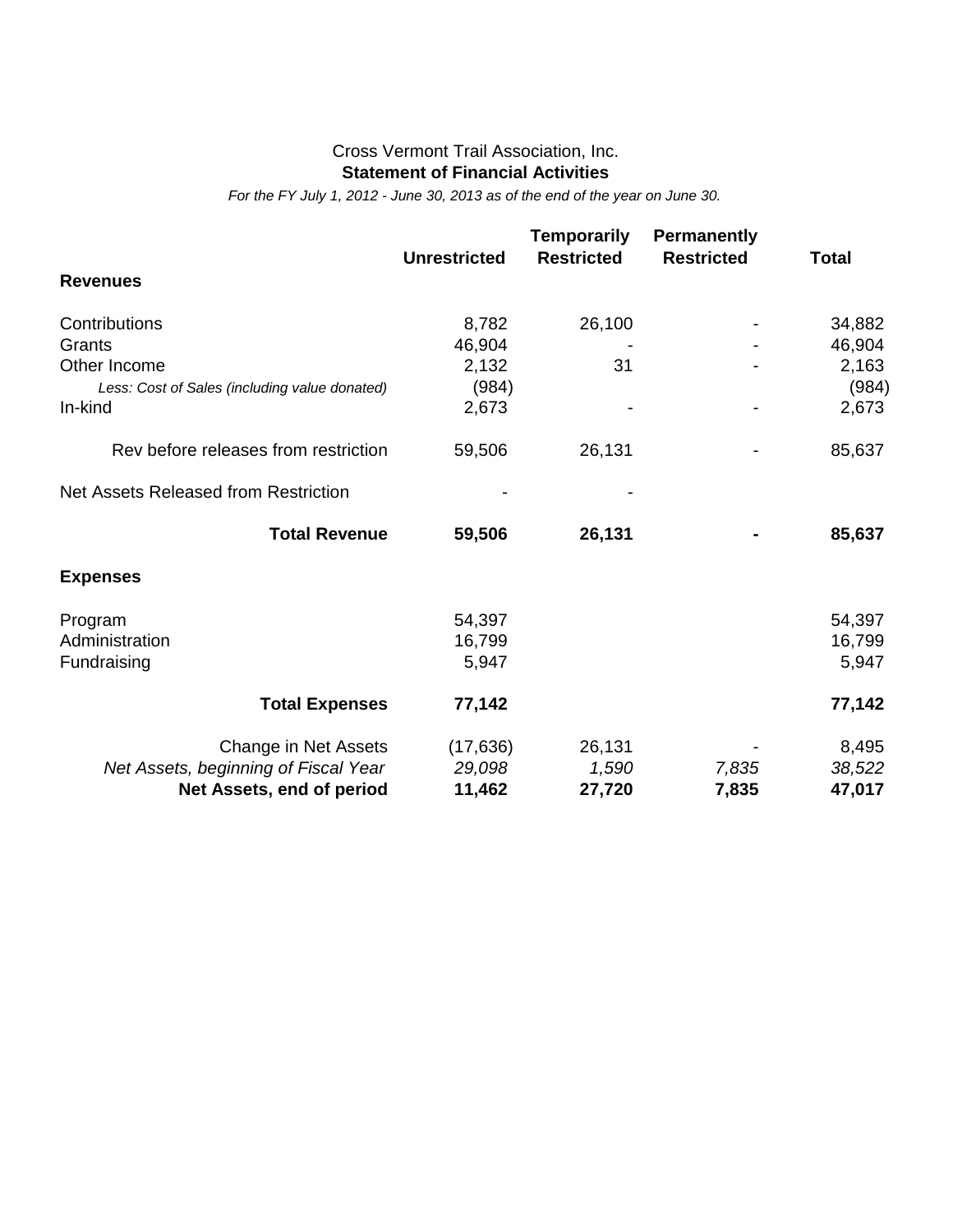Cross Vermont Trail Association, Inc.

**Statement of Financial Activities**

*For the FY July 1, 2012 - June 30, 2013 as of the end of the year on June 30.*

| | Unrestricted | Temporarily Restricted | Permanently Restricted | Total |
|---|---|---|---|---|
| **Revenues** | | | | |
| Contributions | 8,782 | 26,100 | - | 34,882 |
| Grants | 46,904 | - | - | 46,904 |
| Other Income | 2,132 | 31 | - | 2,163 |
| *Less: Cost of Sales (including value donated)* | (984) | | | (984) |
| In-kind | 2,673 | - | - | 2,673 |
| Rev before releases from restriction | 59,506 | 26,131 | - | 85,637 |
| Net Assets Released from Restriction | - | - | | |
| **Total Revenue** | **59,506** | **26,131** | **-** | **85,637** |
| **Expenses** | | | | |
| Program | 54,397 | | | 54,397 |
| Administration | 16,799 | | | 16,799 |
| Fundraising | 5,947 | | | 5,947 |
| **Total Expenses** | **77,142** | | | **77,142** |
| Change in Net Assets | (17,636) | 26,131 | - | 8,495 |
| *Net Assets, beginning of Fiscal Year* | *29,098* | *1,590* | *7,835* | *38,522* |
| **Net Assets, end of period** | **11,462** | **27,720** | **7,835** | **47,017** |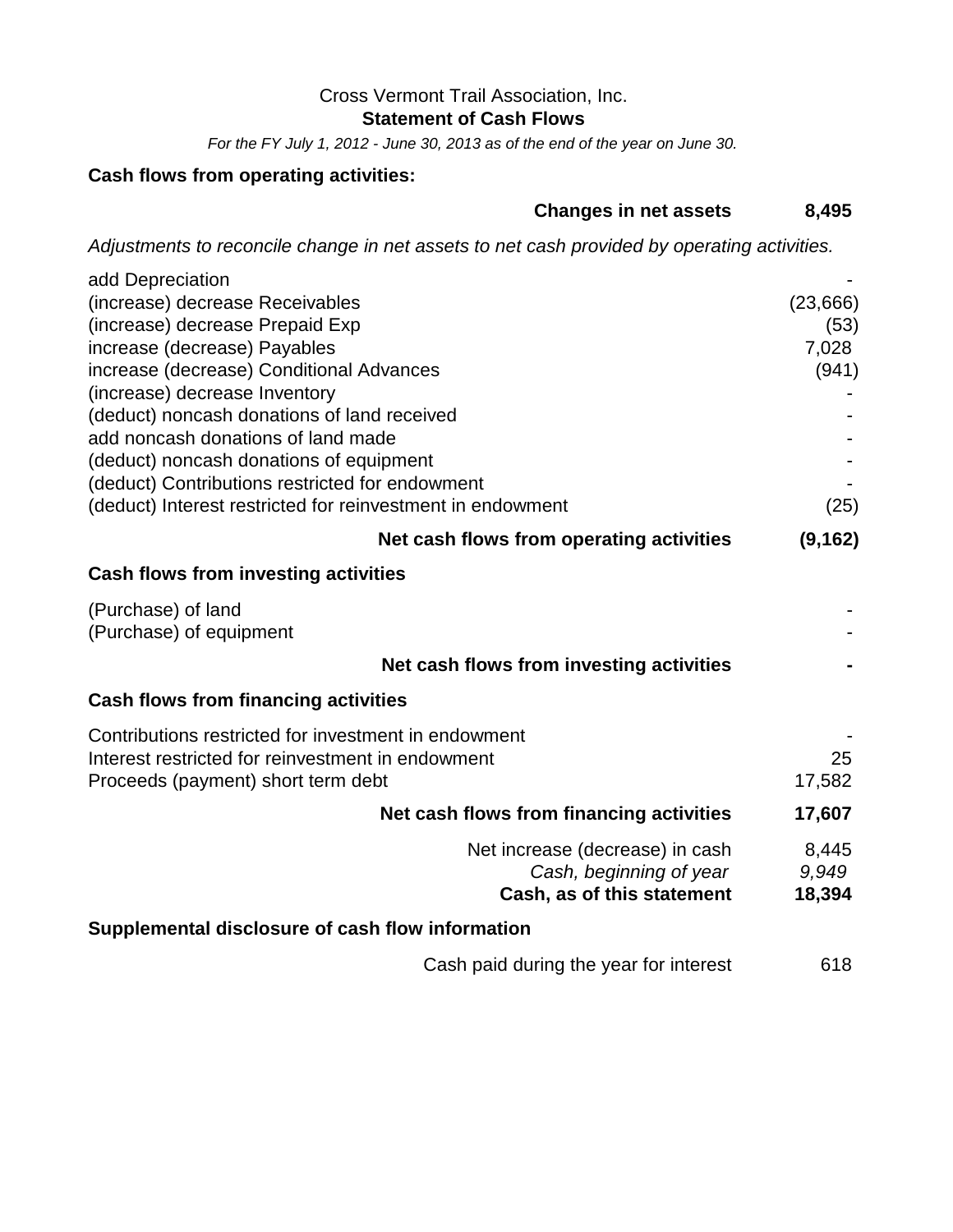Cross Vermont Trail Association, Inc.

**Statement of Cash Flows**

*For the FY July 1, 2012 - June 30, 2013 as of the end of the year on June 30.*

**Cash flows from operating activities:**

| | |
|---|---|
| **Changes in net assets** | **8,495** |

*Adjustments to reconcile change in net assets to net cash provided by operating activities.*

| | |
|---|---|
| add Depreciation | - |
| (increase) decrease Receivables | (23,666) |
| (increase) decrease Prepaid Exp | (53) |
| increase (decrease) Payables | 7,028 |
| increase (decrease) Conditional Advances | (941) |
| (increase) decrease Inventory | - |
| (deduct) noncash donations of land received | - |
| add noncash donations of land made | - |
| (deduct) noncash donations of equipment | - |
| (deduct) Contributions restricted for endowment | - |
| (deduct) Interest restricted for reinvestment in endowment | (25) |
| **Net cash flows from operating activities** | **(9,162)** |

**Cash flows from investing activities**

| | |
|---|---|
| (Purchase) of land | - |
| (Purchase) of equipment | - |
| **Net cash flows from investing activities** | **-** |

**Cash flows from financing activities**

| | |
|---|---|
| Contributions restricted for investment in endowment | - |
| Interest restricted for reinvestment in endowment | 25 |
| Proceeds (payment) short term debt | 17,582 |
| **Net cash flows from financing activities** | **17,607** |
| Net increase (decrease) in cash | 8,445 |
| *Cash, beginning of year* | *9,949* |
| **Cash, as of this statement** | **18,394** |

**Supplemental disclosure of cash flow information**

| | |
|---|---|
| Cash paid during the year for interest | 618 |